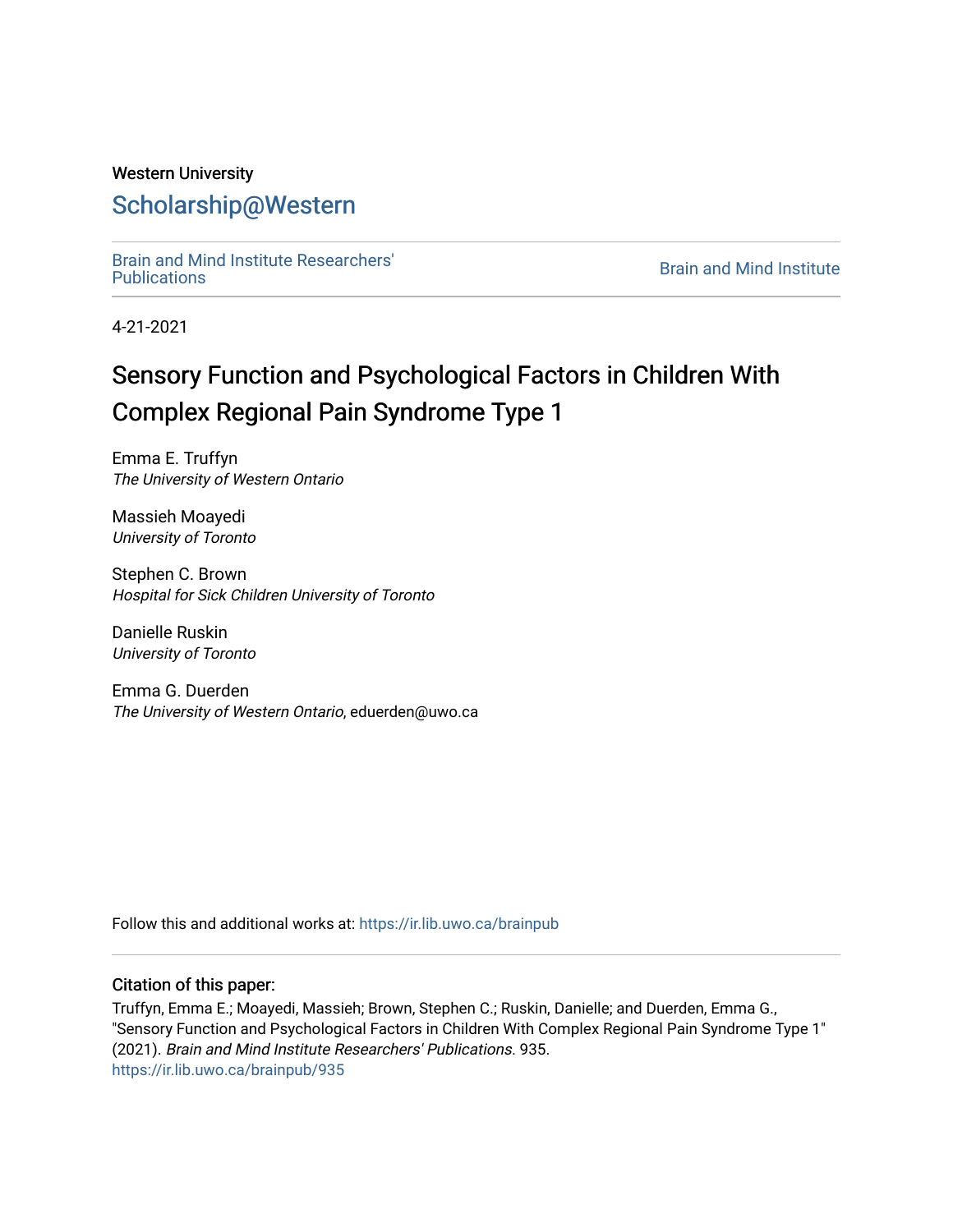Western University

# Scholarship@Western

Brain and Mind Institute Researchers' Publications

Brain and Mind Institute

4-21-2021

## Sensory Function and Psychological Factors in Children With Complex Regional Pain Syndrome Type 1

Emma E. Truffyn
*The University of Western Ontario*

Massieh Moayedi
*University of Toronto*

Stephen C. Brown
*Hospital for Sick Children University of Toronto*

Danielle Ruskin
*University of Toronto*

Emma G. Duerden
*The University of Western Ontario*, eduerden@uwo.ca

Follow this and additional works at: https://ir.lib.uwo.ca/brainpub

### Citation of this paper:

Truffyn, Emma E.; Moayedi, Massieh; Brown, Stephen C.; Ruskin, Danielle; and Duerden, Emma G., "Sensory Function and Psychological Factors in Children With Complex Regional Pain Syndrome Type 1" (2021). *Brain and Mind Institute Researchers' Publications*. 935.
https://ir.lib.uwo.ca/brainpub/935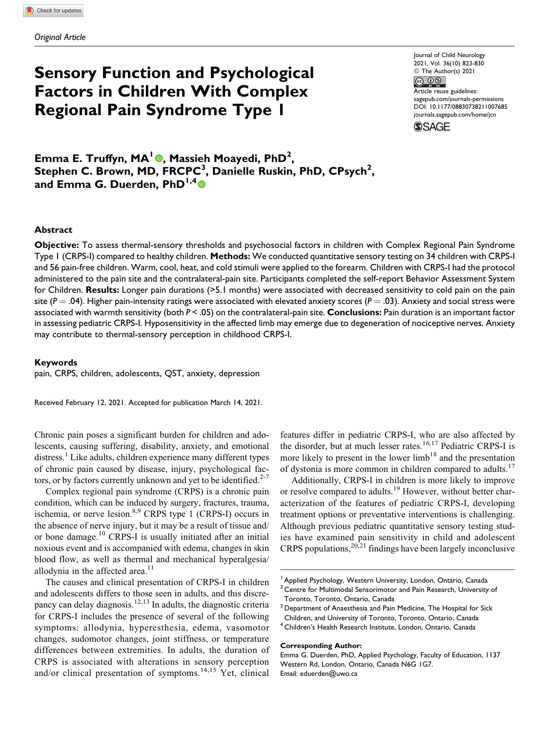Original Article

# Sensory Function and Psychological Factors in Children With Complex Regional Pain Syndrome Type 1

**Emma E. Truffyn, MA[1], Massieh Moayedi, PhD[2], Stephen C. Brown, MD, FRCPC[3], Danielle Ruskin, PhD, CPsych[2], and Emma G. Duerden, PhD[1,4]**

## Abstract

**Objective:** To assess thermal-sensory thresholds and psychosocial factors in children with Complex Regional Pain Syndrome Type 1 (CRPS-I) compared to healthy children. **Methods:** We conducted quantitative sensory testing on 34 children with CRPS-I and 56 pain-free children. Warm, cool, heat, and cold stimuli were applied to the forearm. Children with CRPS-I had the protocol administered to the pain site and the contralateral-pain site. Participants completed the self-report Behavior Assessment System for Children. **Results:** Longer pain durations (>5.1 months) were associated with decreased sensitivity to cold pain on the pain site ($P = .04$). Higher pain-intensity ratings were associated with elevated anxiety scores ($P = .03$). Anxiety and social stress were associated with warmth sensitivity (both $P < .05$) on the contralateral-pain site. **Conclusions:** Pain duration is an important factor in assessing pediatric CRPS-I. Hyposensitivity in the affected limb may emerge due to degeneration of nociceptive nerves. Anxiety may contribute to thermal-sensory perception in childhood CRPS-I.

## Keywords

pain, CRPS, children, adolescents, QST, anxiety, depression

Received February 12, 2021. Accepted for publication March 14, 2021.

Chronic pain poses a significant burden for children and adolescents, causing suffering, disability, anxiety, and emotional distress.[1] Like adults, children experience many different types of chronic pain caused by disease, injury, psychological factors, or by factors currently unknown and yet to be identified.[2-7]

Complex regional pain syndrome (CRPS) is a chronic pain condition, which can be induced by surgery, fractures, trauma, ischemia, or nerve lesion.[8,9] CRPS type 1 (CRPS-I) occurs in the absence of nerve injury, but it may be a result of tissue and/or bone damage.[10] CRPS-I is usually initiated after an initial noxious event and is accompanied with edema, changes in skin blood flow, as well as thermal and mechanical hyperalgesia/allodynia in the affected area.[11]

The causes and clinical presentation of CRPS-I in children and adolescents differs to those seen in adults, and this discrepancy can delay diagnosis.[12,13] In adults, the diagnostic criteria for CRPS-I includes the presence of several of the following symptoms: allodynia, hyperesthesia, edema, vasomotor changes, sudomotor changes, joint stiffness, or temperature differences between extremities. In adults, the duration of CRPS is associated with alterations in sensory perception and/or clinical presentation of symptoms.[14,15] Yet, clinical features differ in pediatric CRPS-I, who are also affected by the disorder, but at much lesser rates.[16,17] Pediatric CRPS-I is more likely to present in the lower limb[18] and the presentation of dystonia is more common in children compared to adults.[17]

Additionally, CRPS-I in children is more likely to improve or resolve compared to adults.[19] However, without better characterization of the features of pediatric CRPS-I, developing treatment options or preventative interventions is challenging. Although previous pediatric quantitative sensory testing studies have examined pain sensitivity in child and adolescent CRPS populations,[20,21] findings have been largely inconclusive

[1] Applied Psychology, Western University, London, Ontario, Canada
[2] Centre for Multimodal Sensorimotor and Pain Research, University of Toronto, Toronto, Ontario, Canada
[3] Department of Anaesthesia and Pain Medicine, The Hospital for Sick Children, and University of Toronto, Toronto, Ontario, Canada
[4] Children's Health Research Institute, London, Ontario, Canada

**Corresponding Author:**
Emma G. Duerden, PhD, Applied Psychology, Faculty of Education, 1137 Western Rd, London, Ontario, Canada N6G 1G7.
Email: eduerden@uwo.ca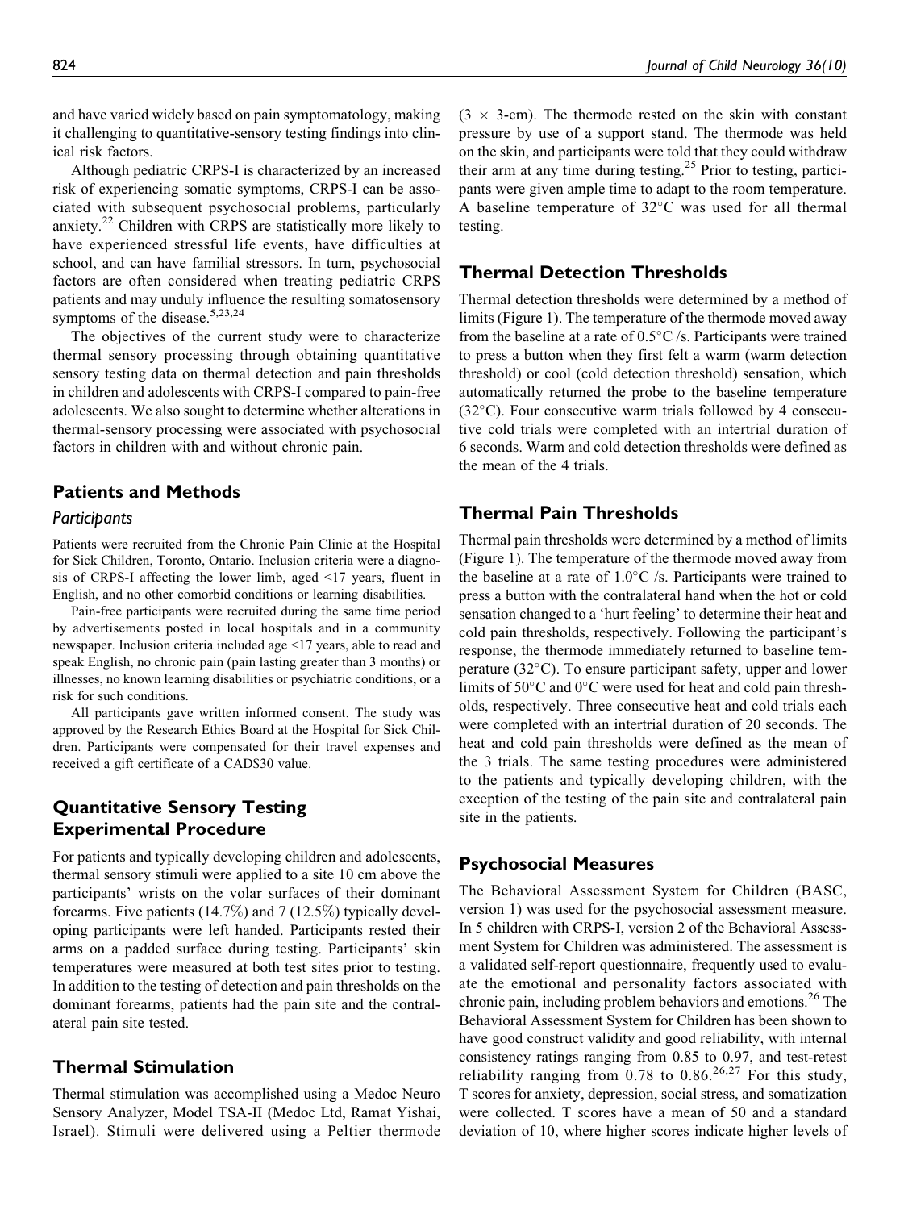and have varied widely based on pain symptomatology, making it challenging to quantitative-sensory testing findings into clinical risk factors.

Although pediatric CRPS-I is characterized by an increased risk of experiencing somatic symptoms, CRPS-I can be associated with subsequent psychosocial problems, particularly anxiety.[22] Children with CRPS are statistically more likely to have experienced stressful life events, have difficulties at school, and can have familial stressors. In turn, psychosocial factors are often considered when treating pediatric CRPS patients and may unduly influence the resulting somatosensory symptoms of the disease.[5,23,24]

The objectives of the current study were to characterize thermal sensory processing through obtaining quantitative sensory testing data on thermal detection and pain thresholds in children and adolescents with CRPS-I compared to pain-free adolescents. We also sought to determine whether alterations in thermal-sensory processing were associated with psychosocial factors in children with and without chronic pain.

## Patients and Methods

### *Participants*

Patients were recruited from the Chronic Pain Clinic at the Hospital for Sick Children, Toronto, Ontario. Inclusion criteria were a diagnosis of CRPS-I affecting the lower limb, aged <17 years, fluent in English, and no other comorbid conditions or learning disabilities.

Pain-free participants were recruited during the same time period by advertisements posted in local hospitals and in a community newspaper. Inclusion criteria included age <17 years, able to read and speak English, no chronic pain (pain lasting greater than 3 months) or illnesses, no known learning disabilities or psychiatric conditions, or a risk for such conditions.

All participants gave written informed consent. The study was approved by the Research Ethics Board at the Hospital for Sick Children. Participants were compensated for their travel expenses and received a gift certificate of a CAD$30 value.

## Quantitative Sensory Testing Experimental Procedure

For patients and typically developing children and adolescents, thermal sensory stimuli were applied to a site 10 cm above the participants' wrists on the volar surfaces of their dominant forearms. Five patients (14.7%) and 7 (12.5%) typically developing participants were left handed. Participants rested their arms on a padded surface during testing. Participants' skin temperatures were measured at both test sites prior to testing. In addition to the testing of detection and pain thresholds on the dominant forearms, patients had the pain site and the contralateral pain site tested.

## Thermal Stimulation

Thermal stimulation was accomplished using a Medoc Neuro Sensory Analyzer, Model TSA-II (Medoc Ltd, Ramat Yishai, Israel). Stimuli were delivered using a Peltier thermode ($3 \times 3$-cm). The thermode rested on the skin with constant pressure by use of a support stand. The thermode was held on the skin, and participants were told that they could withdraw their arm at any time during testing.[25] Prior to testing, participants were given ample time to adapt to the room temperature. A baseline temperature of 32°C was used for all thermal testing.

## Thermal Detection Thresholds

Thermal detection thresholds were determined by a method of limits (Figure 1). The temperature of the thermode moved away from the baseline at a rate of 0.5°C /s. Participants were trained to press a button when they first felt a warm (warm detection threshold) or cool (cold detection threshold) sensation, which automatically returned the probe to the baseline temperature (32°C). Four consecutive warm trials followed by 4 consecutive cold trials were completed with an intertrial duration of 6 seconds. Warm and cold detection thresholds were defined as the mean of the 4 trials.

## Thermal Pain Thresholds

Thermal pain thresholds were determined by a method of limits (Figure 1). The temperature of the thermode moved away from the baseline at a rate of 1.0°C /s. Participants were trained to press a button with the contralateral hand when the hot or cold sensation changed to a 'hurt feeling' to determine their heat and cold pain thresholds, respectively. Following the participant's response, the thermode immediately returned to baseline temperature (32°C). To ensure participant safety, upper and lower limits of 50°C and 0°C were used for heat and cold pain thresholds, respectively. Three consecutive heat and cold trials each were completed with an intertrial duration of 20 seconds. The heat and cold pain thresholds were defined as the mean of the 3 trials. The same testing procedures were administered to the patients and typically developing children, with the exception of the testing of the pain site and contralateral pain site in the patients.

## Psychosocial Measures

The Behavioral Assessment System for Children (BASC, version 1) was used for the psychosocial assessment measure. In 5 children with CRPS-I, version 2 of the Behavioral Assessment System for Children was administered. The assessment is a validated self-report questionnaire, frequently used to evaluate the emotional and personality factors associated with chronic pain, including problem behaviors and emotions.[26] The Behavioral Assessment System for Children has been shown to have good construct validity and good reliability, with internal consistency ratings ranging from 0.85 to 0.97, and test-retest reliability ranging from 0.78 to 0.86.[26,27] For this study, T scores for anxiety, depression, social stress, and somatization were collected. T scores have a mean of 50 and a standard deviation of 10, where higher scores indicate higher levels of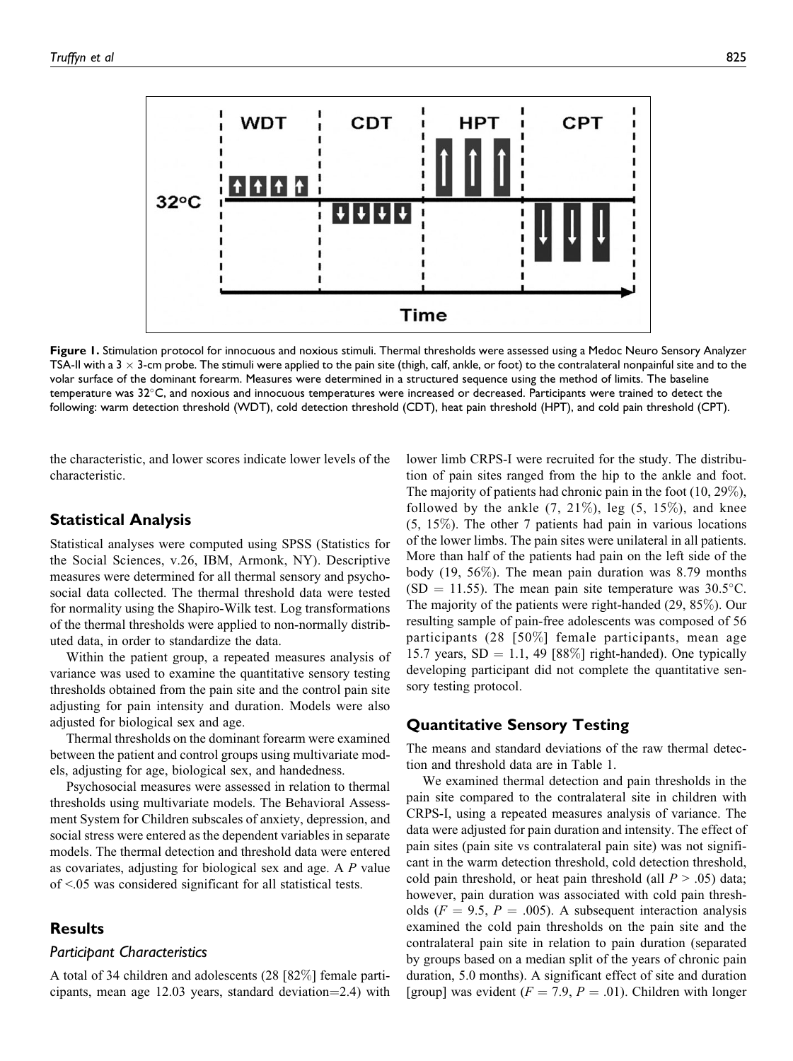**Figure 1.** Stimulation protocol for innocuous and noxious stimuli. Thermal thresholds were assessed using a Medoc Neuro Sensory Analyzer TSA-II with a 3 × 3-cm probe. The stimuli were applied to the pain site (thigh, calf, ankle, or foot) to the contralateral nonpainful site and to the volar surface of the dominant forearm. Measures were determined in a structured sequence using the method of limits. The baseline temperature was 32°C, and noxious and innocuous temperatures were increased or decreased. Participants were trained to detect the following: warm detection threshold (WDT), cold detection threshold (CDT), heat pain threshold (HPT), and cold pain threshold (CPT).

the characteristic, and lower scores indicate lower levels of the characteristic.

## Statistical Analysis

Statistical analyses were computed using SPSS (Statistics for the Social Sciences, v.26, IBM, Armonk, NY). Descriptive measures were determined for all thermal sensory and psychosocial data collected. The thermal threshold data were tested for normality using the Shapiro-Wilk test. Log transformations of the thermal thresholds were applied to non-normally distributed data, in order to standardize the data.

Within the patient group, a repeated measures analysis of variance was used to examine the quantitative sensory testing thresholds obtained from the pain site and the control pain site adjusting for pain intensity and duration. Models were also adjusted for biological sex and age.

Thermal thresholds on the dominant forearm were examined between the patient and control groups using multivariate models, adjusting for age, biological sex, and handedness.

Psychosocial measures were assessed in relation to thermal thresholds using multivariate models. The Behavioral Assessment System for Children subscales of anxiety, depression, and social stress were entered as the dependent variables in separate models. The thermal detection and threshold data were entered as covariates, adjusting for biological sex and age. A $P$ value of <.05 was considered significant for all statistical tests.

## Results

### Participant Characteristics

A total of 34 children and adolescents (28 [82%] female participants, mean age 12.03 years, standard deviation=2.4) with lower limb CRPS-I were recruited for the study. The distribution of pain sites ranged from the hip to the ankle and foot. The majority of patients had chronic pain in the foot (10, 29%), followed by the ankle (7, 21%), leg (5, 15%), and knee (5, 15%). The other 7 patients had pain in various locations of the lower limbs. The pain sites were unilateral in all patients. More than half of the patients had pain on the left side of the body (19, 56%). The mean pain duration was 8.79 months (SD = 11.55). The mean pain site temperature was 30.5°C. The majority of the patients were right-handed (29, 85%). Our resulting sample of pain-free adolescents was composed of 56 participants (28 [50%] female participants, mean age 15.7 years, SD = 1.1, 49 [88%] right-handed). One typically developing participant did not complete the quantitative sensory testing protocol.

## Quantitative Sensory Testing

The means and standard deviations of the raw thermal detection and threshold data are in Table 1.

We examined thermal detection and pain thresholds in the pain site compared to the contralateral site in children with CRPS-I, using a repeated measures analysis of variance. The data were adjusted for pain duration and intensity. The effect of pain sites (pain site vs contralateral pain site) was not significant in the warm detection threshold, cold detection threshold, cold pain threshold, or heat pain threshold (all $P > .05$) data; however, pain duration was associated with cold pain thresholds ($F = 9.5$, $P = .005$). A subsequent interaction analysis examined the cold pain thresholds on the pain site and the contralateral pain site in relation to pain duration (separated by groups based on a median split of the years of chronic pain duration, 5.0 months). A significant effect of site and duration [group] was evident ($F = 7.9$, $P = .01$). Children with longer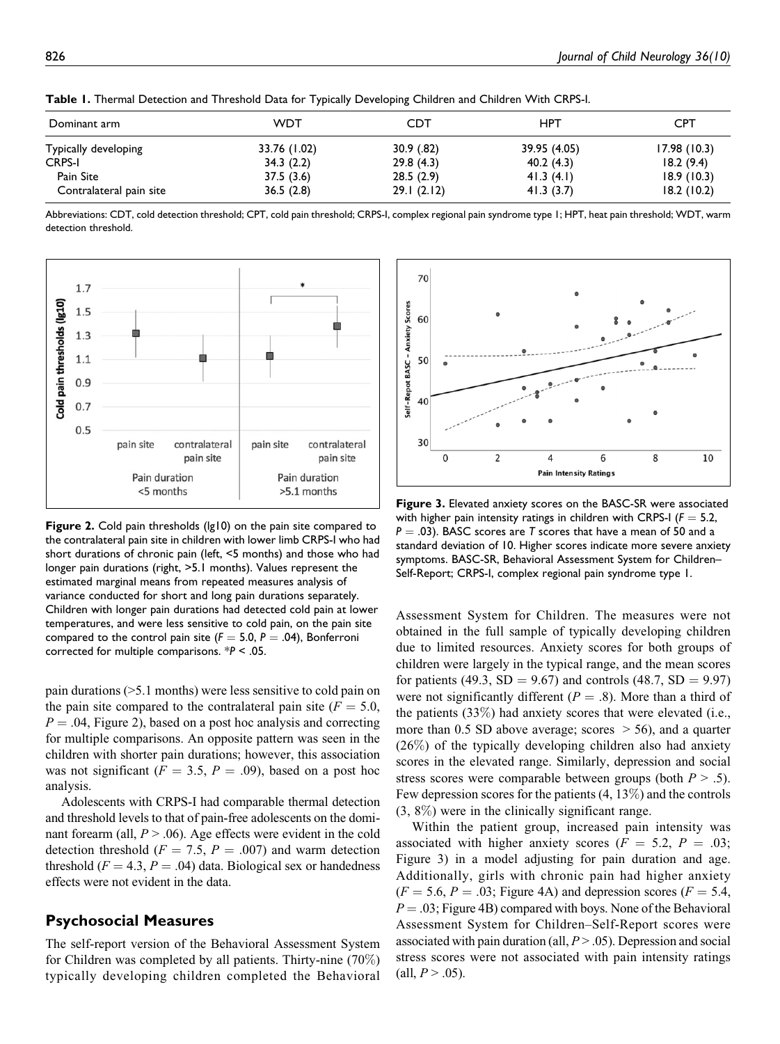**Table 1.** Thermal Detection and Threshold Data for Typically Developing Children and Children With CRPS-I.

| Dominant arm | WDT | CDT | HPT | CPT |
|---|---|---|---|---|
| Typically developing | 33.76 (1.02) | 30.9 (.82) | 39.95 (4.05) | 17.98 (10.3) |
| CRPS-I | 34.3 (2.2) | 29.8 (4.3) | 40.2 (4.3) | 18.2 (9.4) |
| Pain Site | 37.5 (3.6) | 28.5 (2.9) | 41.3 (4.1) | 18.9 (10.3) |
| Contralateral pain site | 36.5 (2.8) | 29.1 (2.12) | 41.3 (3.7) | 18.2 (10.2) |

Abbreviations: CDT, cold detection threshold; CPT, cold pain threshold; CRPS-I, complex regional pain syndrome type 1; HPT, heat pain threshold; WDT, warm detection threshold.

**Figure 2.** Cold pain thresholds (lg10) on the pain site compared to the contralateral pain site in children with lower limb CRPS-I who had short durations of chronic pain (left, <5 months) and those who had longer pain durations (right, >5.1 months). Values represent the estimated marginal means from repeated measures analysis of variance conducted for short and long pain durations separately. Children with longer pain durations had detected cold pain at lower temperatures, and were less sensitive to cold pain, on the pain site compared to the control pain site ($F = 5.0$, $P = .04$), Bonferroni corrected for multiple comparisons. \*$P < .05$.

pain durations (>5.1 months) were less sensitive to cold pain on the pain site compared to the contralateral pain site ($F = 5.0$, $P = .04$, Figure 2), based on a post hoc analysis and correcting for multiple comparisons. An opposite pattern was seen in the children with shorter pain durations; however, this association was not significant ($F = 3.5$, $P = .09$), based on a post hoc analysis.

Adolescents with CRPS-I had comparable thermal detection and threshold levels to that of pain-free adolescents on the dominant forearm (all, $P > .06$). Age effects were evident in the cold detection threshold ($F = 7.5$, $P = .007$) and warm detection threshold ($F = 4.3$, $P = .04$) data. Biological sex or handedness effects were not evident in the data.

## Psychosocial Measures

The self-report version of the Behavioral Assessment System for Children was completed by all patients. Thirty-nine (70%) typically developing children completed the Behavioral Assessment System for Children. The measures were not obtained in the full sample of typically developing children due to limited resources. Anxiety scores for both groups of children were largely in the typical range, and the mean scores for patients (49.3, SD = 9.67) and controls (48.7, SD = 9.97) were not significantly different ($P = .8$). More than a third of the patients (33%) had anxiety scores that were elevated (i.e., more than 0.5 SD above average; scores > 56), and a quarter (26%) of the typically developing children also had anxiety scores in the elevated range. Similarly, depression and social stress scores were comparable between groups (both $P > .5$). Few depression scores for the patients (4, 13%) and the controls (3, 8%) were in the clinically significant range.

**Figure 3.** Elevated anxiety scores on the BASC-SR were associated with higher pain intensity ratings in children with CRPS-I ($F = 5.2$, $P = .03$). BASC scores are *T* scores that have a mean of 50 and a standard deviation of 10. Higher scores indicate more severe anxiety symptoms. BASC-SR, Behavioral Assessment System for Children–Self-Report; CRPS-I, complex regional pain syndrome type 1.

Within the patient group, increased pain intensity was associated with higher anxiety scores ($F = 5.2$, $P = .03$; Figure 3) in a model adjusting for pain duration and age. Additionally, girls with chronic pain had higher anxiety ($F = 5.6$, $P = .03$; Figure 4A) and depression scores ($F = 5.4$, $P = .03$; Figure 4B) compared with boys. None of the Behavioral Assessment System for Children–Self-Report scores were associated with pain duration (all, $P > .05$). Depression and social stress scores were not associated with pain intensity ratings (all, $P > .05$).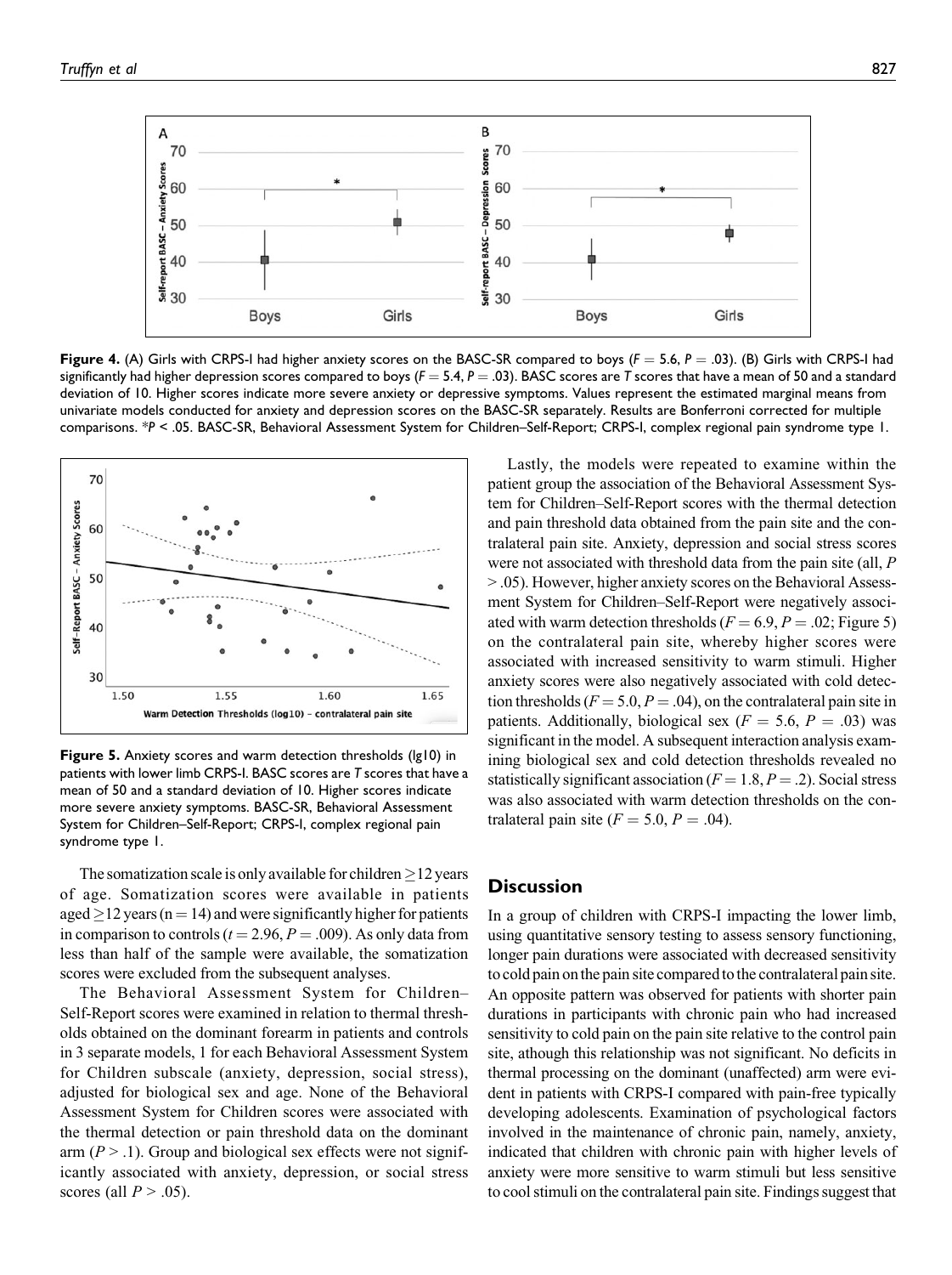**Figure 4.** (A) Girls with CRPS-I had higher anxiety scores on the BASC-SR compared to boys ($F = 5.6$, $P = .03$). (B) Girls with CRPS-I had significantly had higher depression scores compared to boys ($F = 5.4$, $P = .03$). BASC scores are *T* scores that have a mean of 50 and a standard deviation of 10. Higher scores indicate more severe anxiety or depressive symptoms. Values represent the estimated marginal means from univariate models conducted for anxiety and depression scores on the BASC-SR separately. Results are Bonferroni corrected for multiple comparisons. \*$P < .05$. BASC-SR, Behavioral Assessment System for Children–Self-Report; CRPS-I, complex regional pain syndrome type 1.

**Figure 5.** Anxiety scores and warm detection thresholds (lg10) in patients with lower limb CRPS-I. BASC scores are *T* scores that have a mean of 50 and a standard deviation of 10. Higher scores indicate more severe anxiety symptoms. BASC-SR, Behavioral Assessment System for Children–Self-Report; CRPS-I, complex regional pain syndrome type 1.

The somatization scale is only available for children $\geq$12 years of age. Somatization scores were available in patients aged $\geq$12 years ($n = 14$) and were significantly higher for patients in comparison to controls ($t = 2.96$, $P = .009$). As only data from less than half of the sample were available, the somatization scores were excluded from the subsequent analyses.

The Behavioral Assessment System for Children–Self-Report scores were examined in relation to thermal thresholds obtained on the dominant forearm in patients and controls in 3 separate models, 1 for each Behavioral Assessment System for Children subscale (anxiety, depression, social stress), adjusted for biological sex and age. None of the Behavioral Assessment System for Children scores were associated with the thermal detection or pain threshold data on the dominant arm ($P > .1$). Group and biological sex effects were not significantly associated with anxiety, depression, or social stress scores (all $P > .05$).

Lastly, the models were repeated to examine within the patient group the association of the Behavioral Assessment System for Children–Self-Report scores with the thermal detection and pain threshold data obtained from the pain site and the contralateral pain site. Anxiety, depression and social stress scores were not associated with threshold data from the pain site (all, $P > .05$). However, higher anxiety scores on the Behavioral Assessment System for Children–Self-Report were negatively associated with warm detection thresholds ($F = 6.9$, $P = .02$; Figure 5) on the contralateral pain site, whereby higher scores were associated with increased sensitivity to warm stimuli. Higher anxiety scores were also negatively associated with cold detection thresholds ($F = 5.0$, $P = .04$), on the contralateral pain site in patients. Additionally, biological sex ($F = 5.6$, $P = .03$) was significant in the model. A subsequent interaction analysis examining biological sex and cold detection thresholds revealed no statistically significant association ($F = 1.8$, $P = .2$). Social stress was also associated with warm detection thresholds on the contralateral pain site ($F = 5.0$, $P = .04$).

## Discussion

In a group of children with CRPS-I impacting the lower limb, using quantitative sensory testing to assess sensory functioning, longer pain durations were associated with decreased sensitivity to cold pain on the pain site compared to the contralateral pain site. An opposite pattern was observed for patients with shorter pain durations in participants with chronic pain who had increased sensitivity to cold pain on the pain site relative to the control pain site, athough this relationship was not significant. No deficits in thermal processing on the dominant (unaffected) arm were evident in patients with CRPS-I compared with pain-free typically developing adolescents. Examination of psychological factors involved in the maintenance of chronic pain, namely, anxiety, indicated that children with chronic pain with higher levels of anxiety were more sensitive to warm stimuli but less sensitive to cool stimuli on the contralateral pain site. Findings suggest that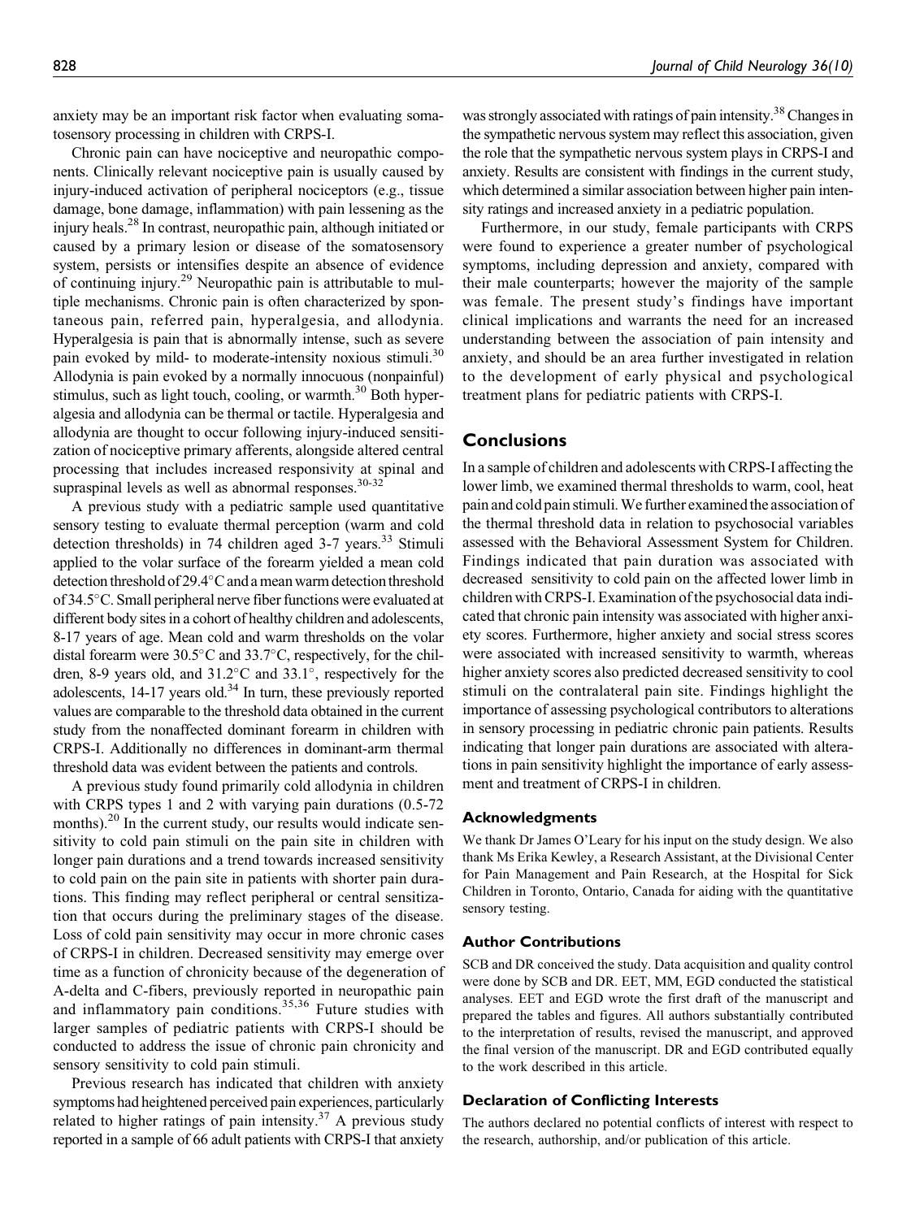anxiety may be an important risk factor when evaluating somatosensory processing in children with CRPS-I.

Chronic pain can have nociceptive and neuropathic components. Clinically relevant nociceptive pain is usually caused by injury-induced activation of peripheral nociceptors (e.g., tissue damage, bone damage, inflammation) with pain lessening as the injury heals.[28] In contrast, neuropathic pain, although initiated or caused by a primary lesion or disease of the somatosensory system, persists or intensifies despite an absence of evidence of continuing injury.[29] Neuropathic pain is attributable to multiple mechanisms. Chronic pain is often characterized by spontaneous pain, referred pain, hyperalgesia, and allodynia. Hyperalgesia is pain that is abnormally intense, such as severe pain evoked by mild- to moderate-intensity noxious stimuli.[30] Allodynia is pain evoked by a normally innocuous (nonpainful) stimulus, such as light touch, cooling, or warmth.[30] Both hyperalgesia and allodynia can be thermal or tactile. Hyperalgesia and allodynia are thought to occur following injury-induced sensitization of nociceptive primary afferents, alongside altered central processing that includes increased responsivity at spinal and supraspinal levels as well as abnormal responses.[30-32]

A previous study with a pediatric sample used quantitative sensory testing to evaluate thermal perception (warm and cold detection thresholds) in 74 children aged 3-7 years.[33] Stimuli applied to the volar surface of the forearm yielded a mean cold detection threshold of 29.4°C and a mean warm detection threshold of 34.5°C. Small peripheral nerve fiber functions were evaluated at different body sites in a cohort of healthy children and adolescents, 8-17 years of age. Mean cold and warm thresholds on the volar distal forearm were 30.5°C and 33.7°C, respectively, for the children, 8-9 years old, and 31.2°C and 33.1°, respectively for the adolescents, 14-17 years old.[34] In turn, these previously reported values are comparable to the threshold data obtained in the current study from the nonaffected dominant forearm in children with CRPS-I. Additionally no differences in dominant-arm thermal threshold data was evident between the patients and controls.

A previous study found primarily cold allodynia in children with CRPS types 1 and 2 with varying pain durations (0.5-72 months).[20] In the current study, our results would indicate sensitivity to cold pain stimuli on the pain site in children with longer pain durations and a trend towards increased sensitivity to cold pain on the pain site in patients with shorter pain durations. This finding may reflect peripheral or central sensitization that occurs during the preliminary stages of the disease. Loss of cold pain sensitivity may occur in more chronic cases of CRPS-I in children. Decreased sensitivity may emerge over time as a function of chronicity because of the degeneration of A-delta and C-fibers, previously reported in neuropathic pain and inflammatory pain conditions.[35,36] Future studies with larger samples of pediatric patients with CRPS-I should be conducted to address the issue of chronic pain chronicity and sensory sensitivity to cold pain stimuli.

Previous research has indicated that children with anxiety symptoms had heightened perceived pain experiences, particularly related to higher ratings of pain intensity.[37] A previous study reported in a sample of 66 adult patients with CRPS-I that anxiety was strongly associated with ratings of pain intensity.[38] Changes in the sympathetic nervous system may reflect this association, given the role that the sympathetic nervous system plays in CRPS-I and anxiety. Results are consistent with findings in the current study, which determined a similar association between higher pain intensity ratings and increased anxiety in a pediatric population.

Furthermore, in our study, female participants with CRPS were found to experience a greater number of psychological symptoms, including depression and anxiety, compared with their male counterparts; however the majority of the sample was female. The present study's findings have important clinical implications and warrants the need for an increased understanding between the association of pain intensity and anxiety, and should be an area further investigated in relation to the development of early physical and psychological treatment plans for pediatric patients with CRPS-I.

## Conclusions

In a sample of children and adolescents with CRPS-I affecting the lower limb, we examined thermal thresholds to warm, cool, heat pain and cold pain stimuli. We further examined the association of the thermal threshold data in relation to psychosocial variables assessed with the Behavioral Assessment System for Children. Findings indicated that pain duration was associated with decreased sensitivity to cold pain on the affected lower limb in children with CRPS-I. Examination of the psychosocial data indicated that chronic pain intensity was associated with higher anxiety scores. Furthermore, higher anxiety and social stress scores were associated with increased sensitivity to warmth, whereas higher anxiety scores also predicted decreased sensitivity to cool stimuli on the contralateral pain site. Findings highlight the importance of assessing psychological contributors to alterations in sensory processing in pediatric chronic pain patients. Results indicating that longer pain durations are associated with alterations in pain sensitivity highlight the importance of early assessment and treatment of CRPS-I in children.

### Acknowledgments

We thank Dr James O'Leary for his input on the study design. We also thank Ms Erika Kewley, a Research Assistant, at the Divisional Center for Pain Management and Pain Research, at the Hospital for Sick Children in Toronto, Ontario, Canada for aiding with the quantitative sensory testing.

### Author Contributions

SCB and DR conceived the study. Data acquisition and quality control were done by SCB and DR. EET, MM, EGD conducted the statistical analyses. EET and EGD wrote the first draft of the manuscript and prepared the tables and figures. All authors substantially contributed to the interpretation of results, revised the manuscript, and approved the final version of the manuscript. DR and EGD contributed equally to the work described in this article.

### Declaration of Conflicting Interests

The authors declared no potential conflicts of interest with respect to the research, authorship, and/or publication of this article.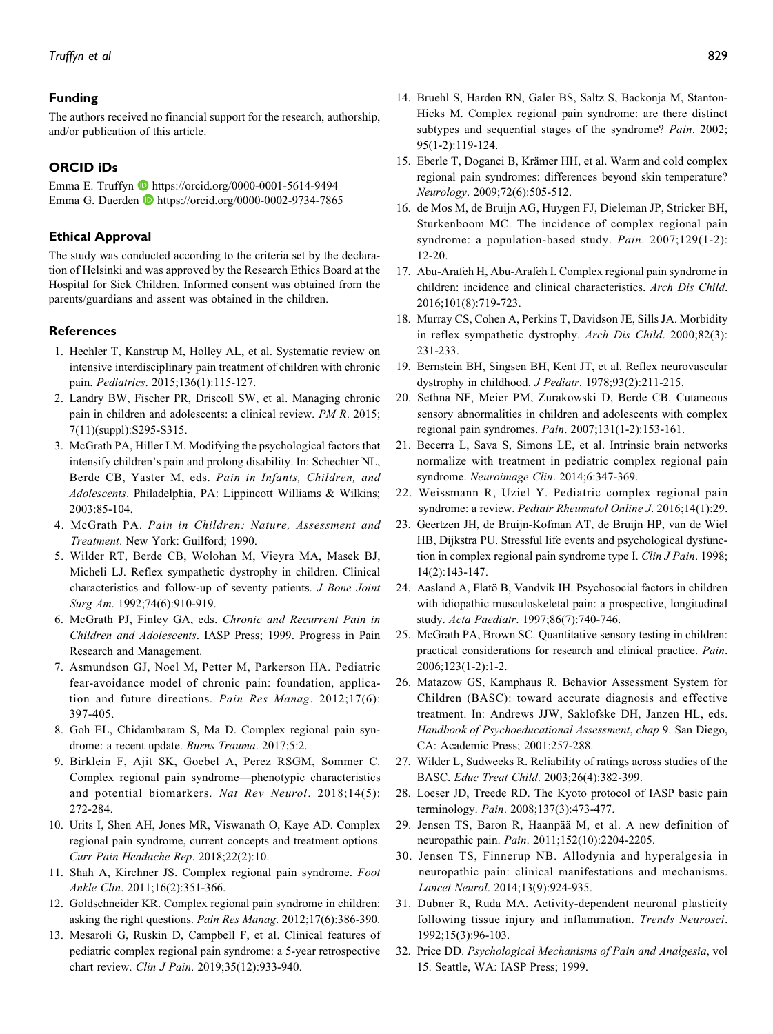## Funding

The authors received no financial support for the research, authorship, and/or publication of this article.

## ORCID iDs

Emma E. Truffyn https://orcid.org/0000-0001-5614-9494
Emma G. Duerden https://orcid.org/0000-0002-9734-7865

## Ethical Approval

The study was conducted according to the criteria set by the declaration of Helsinki and was approved by the Research Ethics Board at the Hospital for Sick Children. Informed consent was obtained from the parents/guardians and assent was obtained in the children.

## References

1. Hechler T, Kanstrup M, Holley AL, et al. Systematic review on intensive interdisciplinary pain treatment of children with chronic pain. *Pediatrics*. 2015;136(1):115-127.
2. Landry BW, Fischer PR, Driscoll SW, et al. Managing chronic pain in children and adolescents: a clinical review. *PM R*. 2015; 7(11)(suppl):S295-S315.
3. McGrath PA, Hiller LM. Modifying the psychological factors that intensify children's pain and prolong disability. In: Schechter NL, Berde CB, Yaster M, eds. *Pain in Infants, Children, and Adolescents*. Philadelphia, PA: Lippincott Williams & Wilkins; 2003:85-104.
4. McGrath PA. *Pain in Children: Nature, Assessment and Treatment*. New York: Guilford; 1990.
5. Wilder RT, Berde CB, Wolohan M, Vieyra MA, Masek BJ, Micheli LJ. Reflex sympathetic dystrophy in children. Clinical characteristics and follow-up of seventy patients. *J Bone Joint Surg Am*. 1992;74(6):910-919.
6. McGrath PJ, Finley GA, eds. *Chronic and Recurrent Pain in Children and Adolescents*. IASP Press; 1999. Progress in Pain Research and Management.
7. Asmundson GJ, Noel M, Petter M, Parkerson HA. Pediatric fear-avoidance model of chronic pain: foundation, application and future directions. *Pain Res Manag*. 2012;17(6): 397-405.
8. Goh EL, Chidambaram S, Ma D. Complex regional pain syndrome: a recent update. *Burns Trauma*. 2017;5:2.
9. Birklein F, Ajit SK, Goebel A, Perez RSGM, Sommer C. Complex regional pain syndrome—phenotypic characteristics and potential biomarkers. *Nat Rev Neurol*. 2018;14(5): 272-284.
10. Urits I, Shen AH, Jones MR, Viswanath O, Kaye AD. Complex regional pain syndrome, current concepts and treatment options. *Curr Pain Headache Rep*. 2018;22(2):10.
11. Shah A, Kirchner JS. Complex regional pain syndrome. *Foot Ankle Clin*. 2011;16(2):351-366.
12. Goldschneider KR. Complex regional pain syndrome in children: asking the right questions. *Pain Res Manag*. 2012;17(6):386-390.
13. Mesaroli G, Ruskin D, Campbell F, et al. Clinical features of pediatric complex regional pain syndrome: a 5-year retrospective chart review. *Clin J Pain*. 2019;35(12):933-940.
14. Bruehl S, Harden RN, Galer BS, Saltz S, Backonja M, Stanton-Hicks M. Complex regional pain syndrome: are there distinct subtypes and sequential stages of the syndrome? *Pain*. 2002; 95(1-2):119-124.
15. Eberle T, Doganci B, Krämer HH, et al. Warm and cold complex regional pain syndromes: differences beyond skin temperature? *Neurology*. 2009;72(6):505-512.
16. de Mos M, de Bruijn AG, Huygen FJ, Dieleman JP, Stricker BH, Sturkenboom MC. The incidence of complex regional pain syndrome: a population-based study. *Pain*. 2007;129(1-2): 12-20.
17. Abu-Arafeh H, Abu-Arafeh I. Complex regional pain syndrome in children: incidence and clinical characteristics. *Arch Dis Child*. 2016;101(8):719-723.
18. Murray CS, Cohen A, Perkins T, Davidson JE, Sills JA. Morbidity in reflex sympathetic dystrophy. *Arch Dis Child*. 2000;82(3): 231-233.
19. Bernstein BH, Singsen BH, Kent JT, et al. Reflex neurovascular dystrophy in childhood. *J Pediatr*. 1978;93(2):211-215.
20. Sethna NF, Meier PM, Zurakowski D, Berde CB. Cutaneous sensory abnormalities in children and adolescents with complex regional pain syndromes. *Pain*. 2007;131(1-2):153-161.
21. Becerra L, Sava S, Simons LE, et al. Intrinsic brain networks normalize with treatment in pediatric complex regional pain syndrome. *Neuroimage Clin*. 2014;6:347-369.
22. Weissmann R, Uziel Y. Pediatric complex regional pain syndrome: a review. *Pediatr Rheumatol Online J*. 2016;14(1):29.
23. Geertzen JH, de Bruijn-Kofman AT, de Bruijn HP, van de Wiel HB, Dijkstra PU. Stressful life events and psychological dysfunction in complex regional pain syndrome type I. *Clin J Pain*. 1998; 14(2):143-147.
24. Aasland A, Flatö B, Vandvik IH. Psychosocial factors in children with idiopathic musculoskeletal pain: a prospective, longitudinal study. *Acta Paediatr*. 1997;86(7):740-746.
25. McGrath PA, Brown SC. Quantitative sensory testing in children: practical considerations for research and clinical practice. *Pain*. 2006;123(1-2):1-2.
26. Matazow GS, Kamphaus R. Behavior Assessment System for Children (BASC): toward accurate diagnosis and effective treatment. In: Andrews JJW, Saklofske DH, Janzen HL, eds. *Handbook of Psychoeducational Assessment*, *chap* 9. San Diego, CA: Academic Press; 2001:257-288.
27. Wilder L, Sudweeks R. Reliability of ratings across studies of the BASC. *Educ Treat Child*. 2003;26(4):382-399.
28. Loeser JD, Treede RD. The Kyoto protocol of IASP basic pain terminology. *Pain*. 2008;137(3):473-477.
29. Jensen TS, Baron R, Haanpää M, et al. A new definition of neuropathic pain. *Pain*. 2011;152(10):2204-2205.
30. Jensen TS, Finnerup NB. Allodynia and hyperalgesia in neuropathic pain: clinical manifestations and mechanisms. *Lancet Neurol*. 2014;13(9):924-935.
31. Dubner R, Ruda MA. Activity-dependent neuronal plasticity following tissue injury and inflammation. *Trends Neurosci*. 1992;15(3):96-103.
32. Price DD. *Psychological Mechanisms of Pain and Analgesia*, vol 15. Seattle, WA: IASP Press; 1999.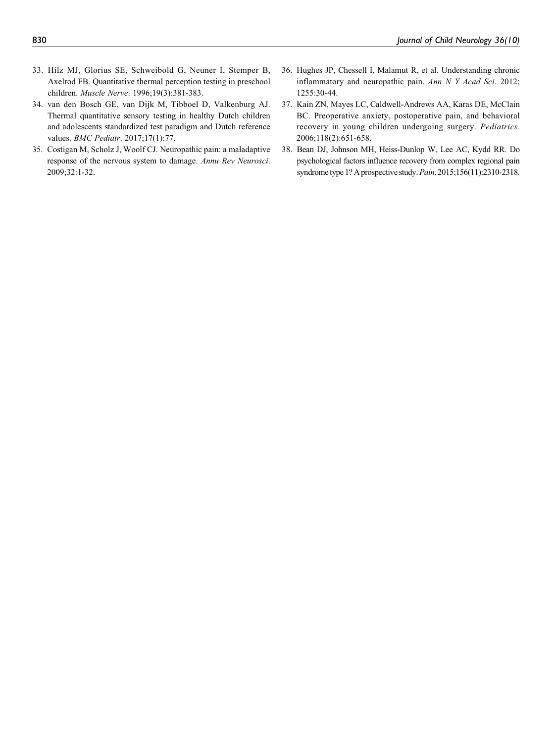33. Hilz MJ, Glorius SE, Schweibold G, Neuner I, Stemper B, Axelrod FB. Quantitative thermal perception testing in preschool children. *Muscle Nerve*. 1996;19(3):381-383.
34. van den Bosch GE, van Dijk M, Tibboel D, Valkenburg AJ. Thermal quantitative sensory testing in healthy Dutch children and adolescents standardized test paradigm and Dutch reference values. *BMC Pediatr*. 2017;17(1):77.
35. Costigan M, Scholz J, Woolf CJ. Neuropathic pain: a maladaptive response of the nervous system to damage. *Annu Rev Neurosci*. 2009;32:1-32.
36. Hughes JP, Chessell I, Malamut R, et al. Understanding chronic inflammatory and neuropathic pain. *Ann N Y Acad Sci*. 2012; 1255:30-44.
37. Kain ZN, Mayes LC, Caldwell-Andrews AA, Karas DE, McClain BC. Preoperative anxiety, postoperative pain, and behavioral recovery in young children undergoing surgery. *Pediatrics*. 2006;118(2):651-658.
38. Bean DJ, Johnson MH, Heiss-Dunlop W, Lee AC, Kydd RR. Do psychological factors influence recovery from complex regional pain syndrome type 1? A prospective study. *Pain*. 2015;156(11):2310-2318.